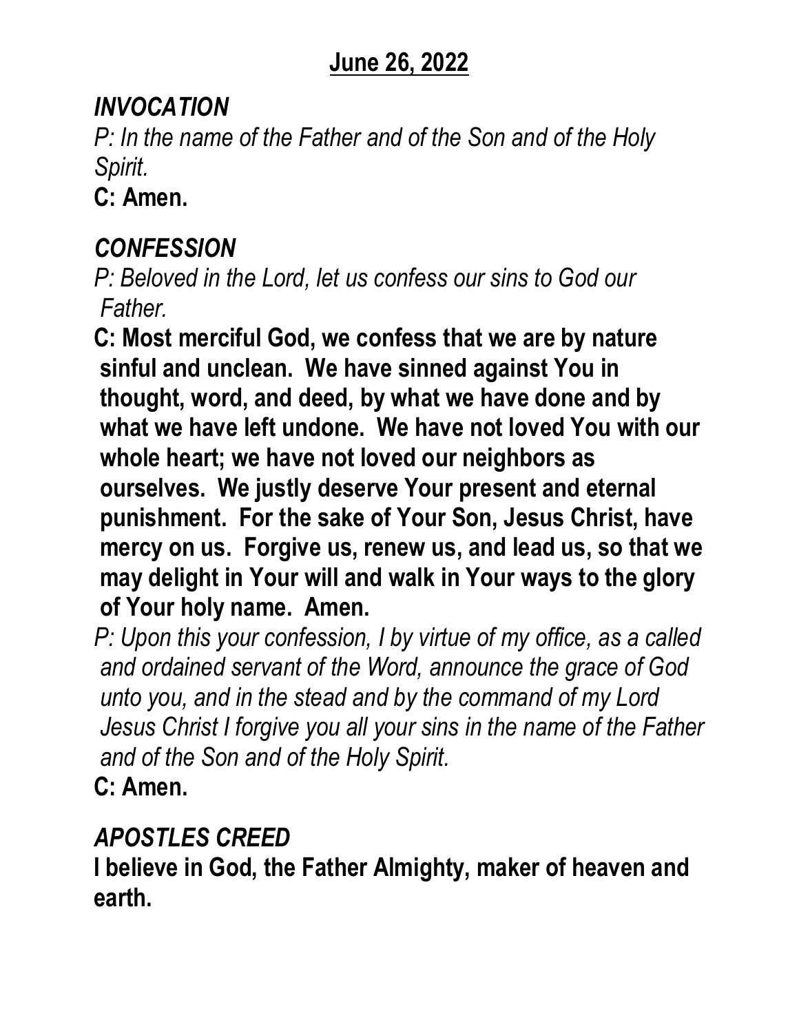## June 26, 2022

***INVOCATION***

*P: In the name of the Father and of the Son and of the Holy Spirit.*

**C: Amen.**

***CONFESSION***

*P: Beloved in the Lord, let us confess our sins to God our Father.*

**C: Most merciful God, we confess that we are by nature sinful and unclean. We have sinned against You in thought, word, and deed, by what we have done and by what we have left undone. We have not loved You with our whole heart; we have not loved our neighbors as ourselves. We justly deserve Your present and eternal punishment. For the sake of Your Son, Jesus Christ, have mercy on us. Forgive us, renew us, and lead us, so that we may delight in Your will and walk in Your ways to the glory of Your holy name. Amen.**

*P: Upon this your confession, I by virtue of my office, as a called and ordained servant of the Word, announce the grace of God unto you, and in the stead and by the command of my Lord Jesus Christ I forgive you all your sins in the name of the Father and of the Son and of the Holy Spirit.*

**C: Amen.**

***APOSTLES CREED***

**I believe in God, the Father Almighty, maker of heaven and earth.**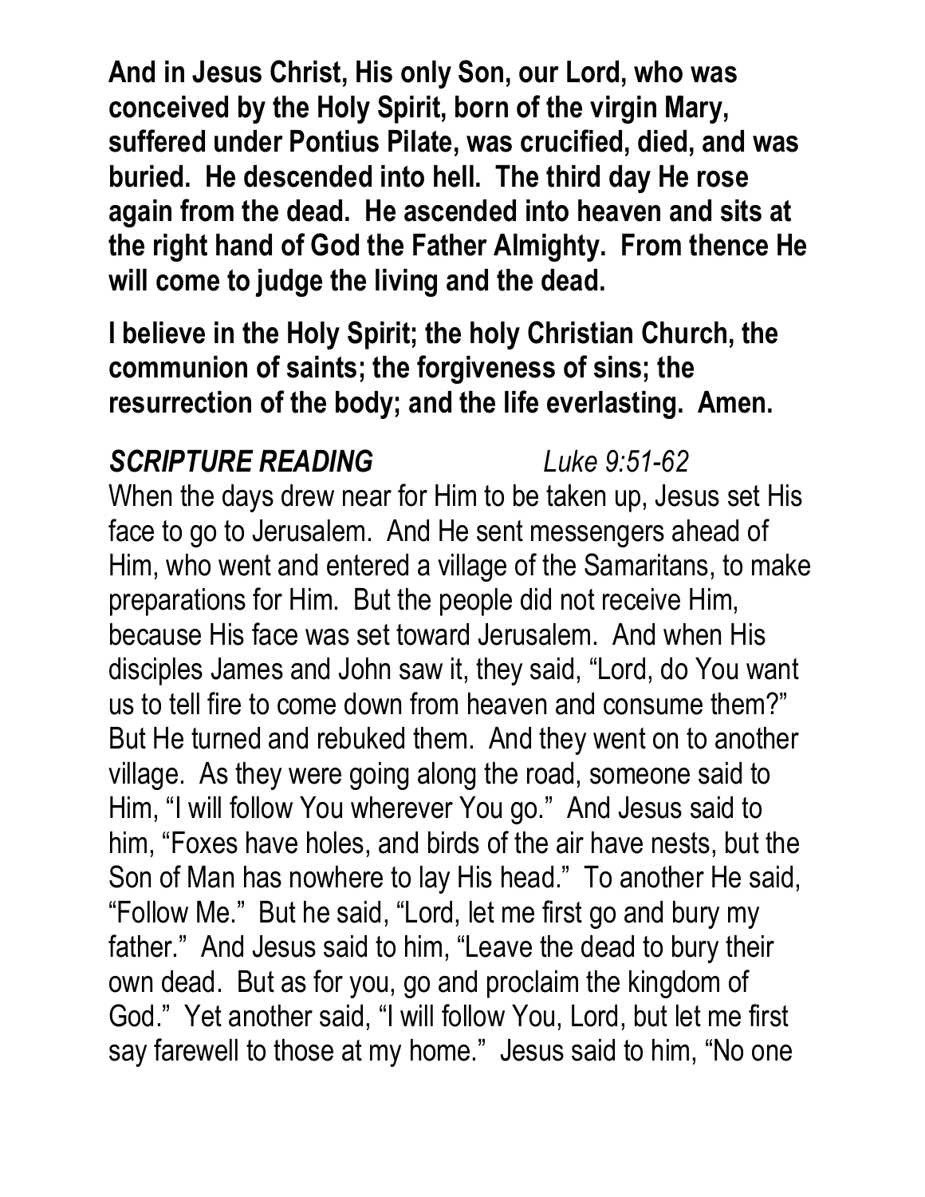**And in Jesus Christ, His only Son, our Lord, who was conceived by the Holy Spirit, born of the virgin Mary, suffered under Pontius Pilate, was crucified, died, and was buried. He descended into hell. The third day He rose again from the dead. He ascended into heaven and sits at the right hand of God the Father Almighty. From thence He will come to judge the living and the dead.**

**I believe in the Holy Spirit; the holy Christian Church, the communion of saints; the forgiveness of sins; the resurrection of the body; and the life everlasting. Amen.**

***SCRIPTURE READING*** *Luke 9:51-62*

When the days drew near for Him to be taken up, Jesus set His face to go to Jerusalem. And He sent messengers ahead of Him, who went and entered a village of the Samaritans, to make preparations for Him. But the people did not receive Him, because His face was set toward Jerusalem. And when His disciples James and John saw it, they said, "Lord, do You want us to tell fire to come down from heaven and consume them?" But He turned and rebuked them. And they went on to another village. As they were going along the road, someone said to Him, "I will follow You wherever You go." And Jesus said to him, "Foxes have holes, and birds of the air have nests, but the Son of Man has nowhere to lay His head." To another He said, "Follow Me." But he said, "Lord, let me first go and bury my father." And Jesus said to him, "Leave the dead to bury their own dead. But as for you, go and proclaim the kingdom of God." Yet another said, "I will follow You, Lord, but let me first say farewell to those at my home." Jesus said to him, "No one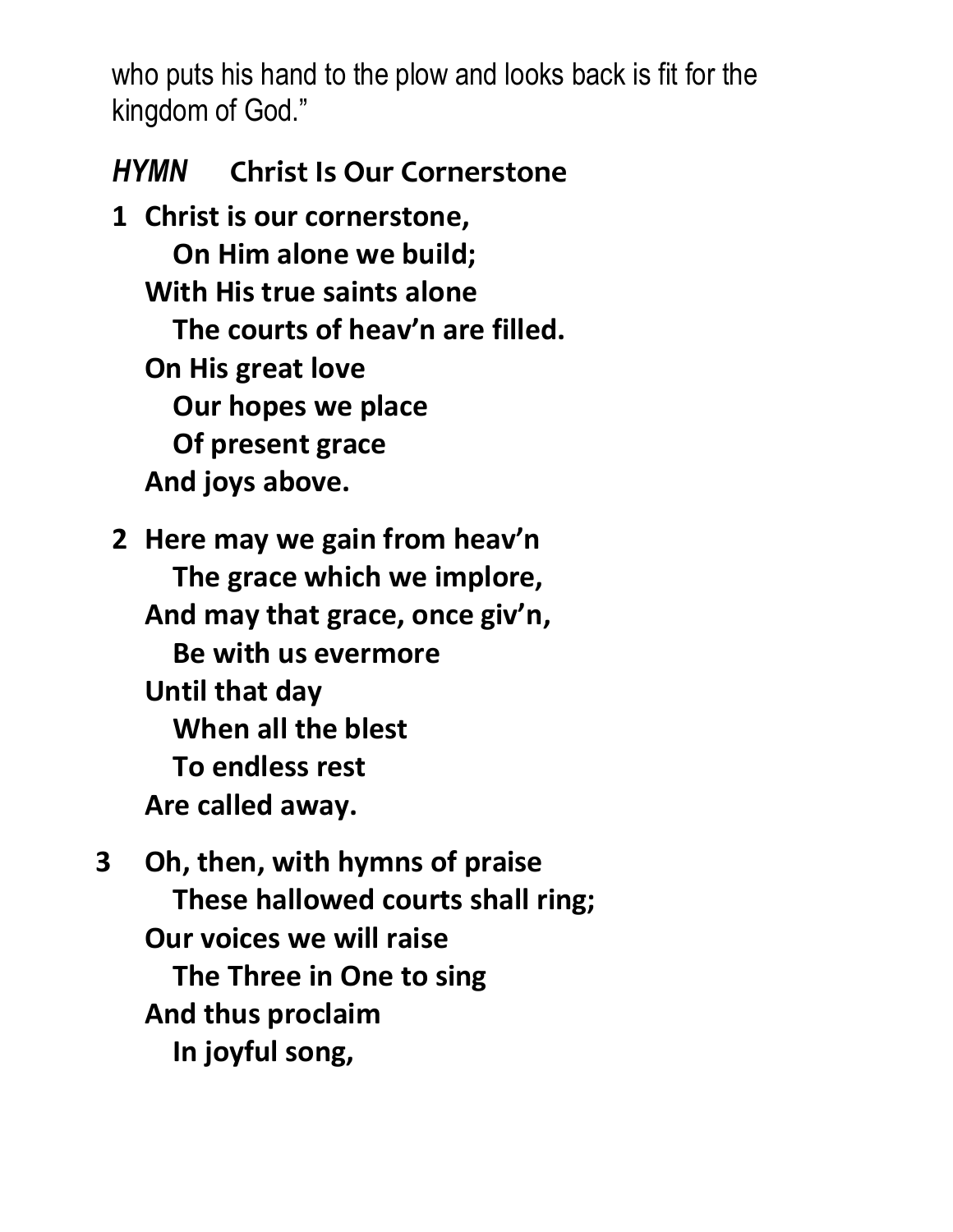who puts his hand to the plow and looks back is fit for the kingdom of God."

## *HYMN* Christ Is Our Cornerstone

**1 Christ is our cornerstone,**
**On Him alone we build;**
**With His true saints alone**
**The courts of heav'n are filled.**
**On His great love**
**Our hopes we place**
**Of present grace**
**And joys above.**

**2 Here may we gain from heav'n**
**The grace which we implore,**
**And may that grace, once giv'n,**
**Be with us evermore**
**Until that day**
**When all the blest**
**To endless rest**
**Are called away.**

**3 Oh, then, with hymns of praise**
**These hallowed courts shall ring;**
**Our voices we will raise**
**The Three in One to sing**
**And thus proclaim**
**In joyful song,**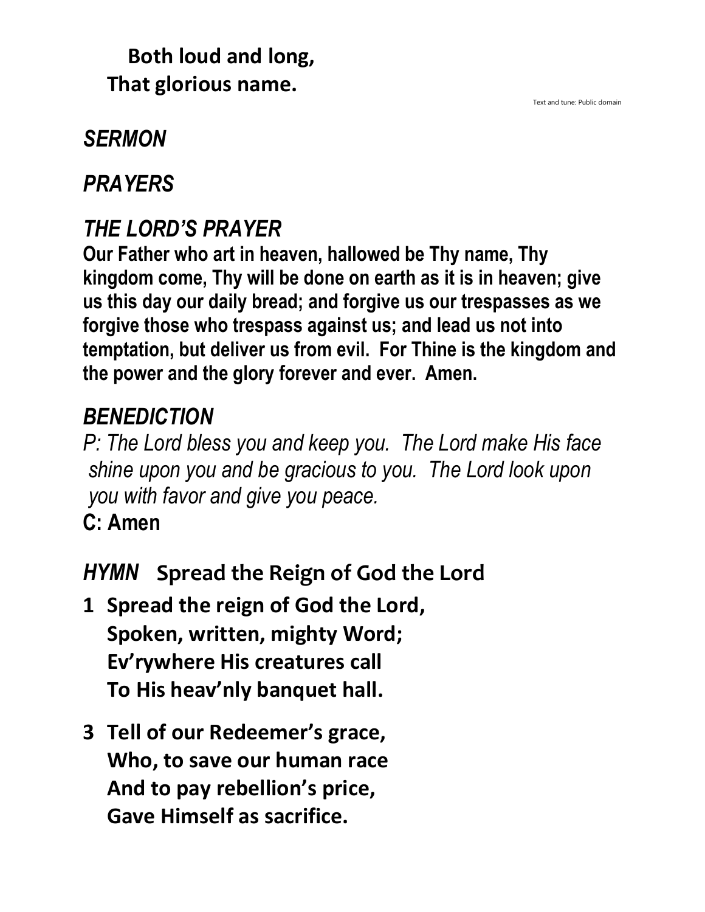**Both loud and long,**
**That glorious name.**

Text and tune: Public domain

## *SERMON*

## *PRAYERS*

## *THE LORD'S PRAYER*

**Our Father who art in heaven, hallowed be Thy name, Thy kingdom come, Thy will be done on earth as it is in heaven; give us this day our daily bread; and forgive us our trespasses as we forgive those who trespass against us; and lead us not into temptation, but deliver us from evil. For Thine is the kingdom and the power and the glory forever and ever. Amen.**

## *BENEDICTION*

*P: The Lord bless you and keep you. The Lord make His face shine upon you and be gracious to you. The Lord look upon you with favor and give you peace.*

**C: Amen**

## *HYMN* Spread the Reign of God the Lord

**1 Spread the reign of God the Lord,**
**Spoken, written, mighty Word;**
**Ev'rywhere His creatures call**
**To His heav'nly banquet hall.**

**3 Tell of our Redeemer's grace,**
**Who, to save our human race**
**And to pay rebellion's price,**
**Gave Himself as sacrifice.**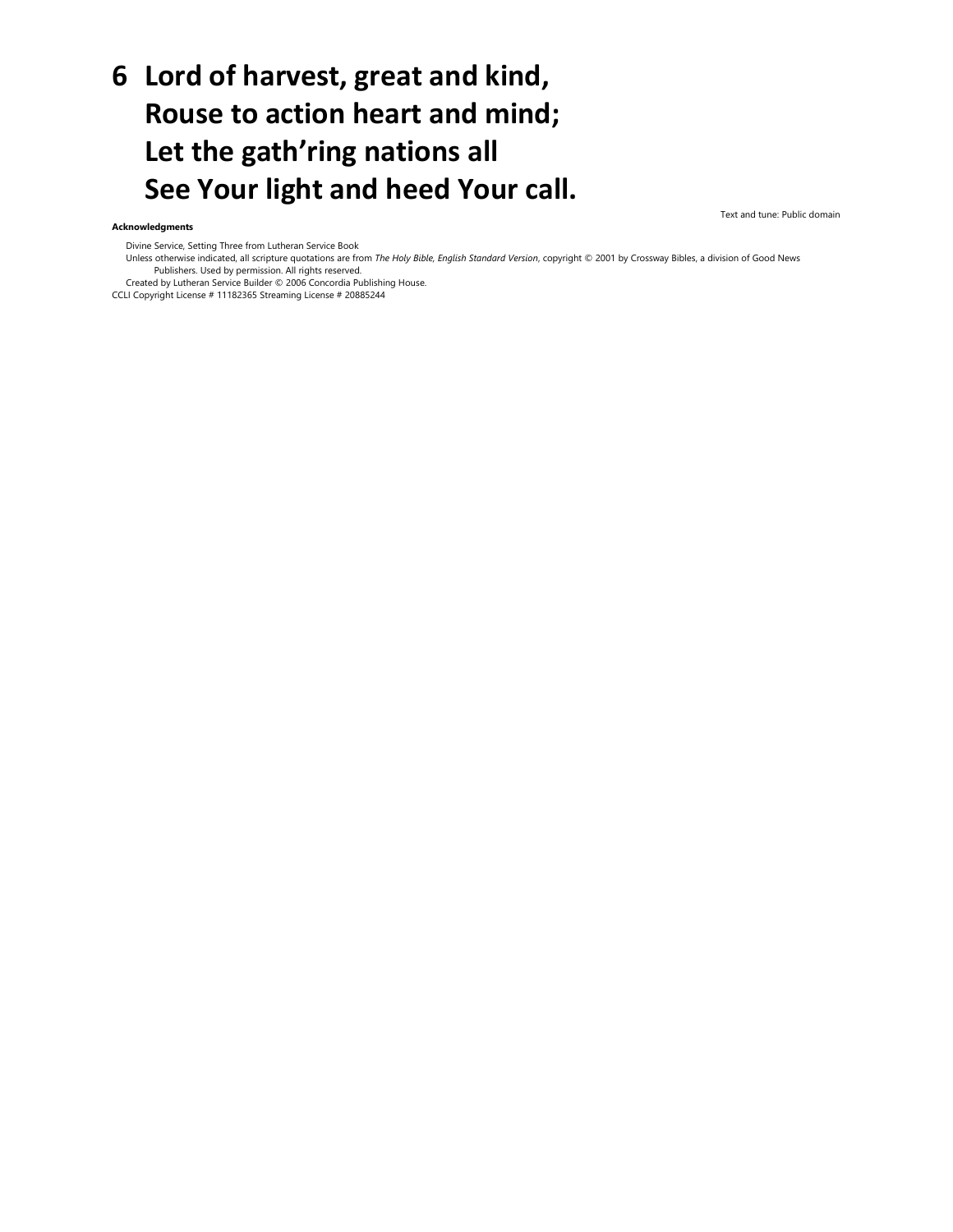**6 Lord of harvest, great and kind,**
**Rouse to action heart and mind;**
**Let the gath'ring nations all**
**See Your light and heed Your call.**

Text and tune: Public domain

**Acknowledgments**

Divine Service, Setting Three from Lutheran Service Book

Unless otherwise indicated, all scripture quotations are from *The Holy Bible, English Standard Version*, copyright © 2001 by Crossway Bibles, a division of Good News Publishers. Used by permission. All rights reserved.

Created by Lutheran Service Builder © 2006 Concordia Publishing House.

CCLI Copyright License # 11182365 Streaming License # 20885244